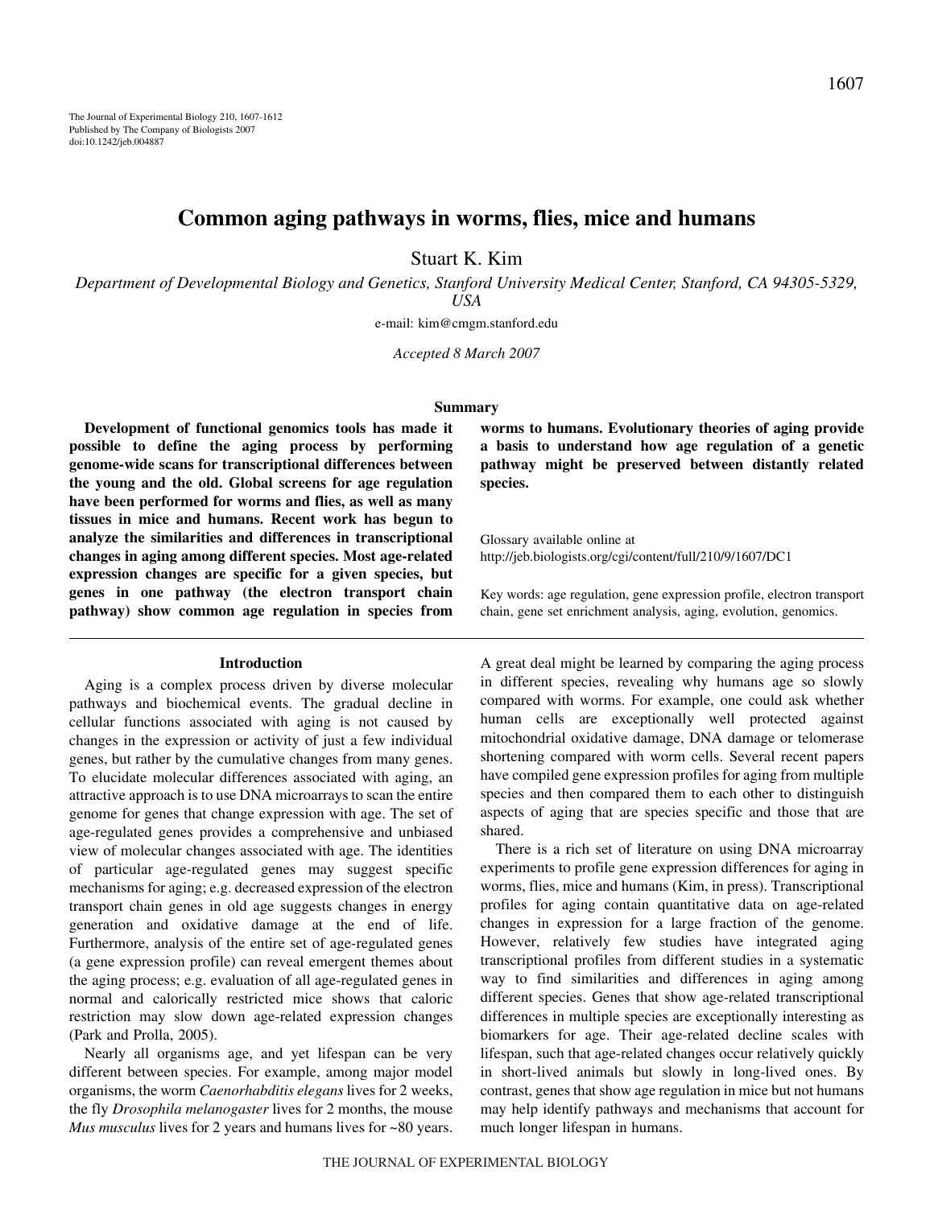# Common aging pathways in worms, flies, mice and humans

Stuart K. Kim

*Department of Developmental Biology and Genetics, Stanford University Medical Center, Stanford, CA 94305-5329, USA*

e-mail: kim@cmgm.stanford.edu

*Accepted 8 March 2007*

## Summary

**Development of functional genomics tools has made it possible to define the aging process by performing genome-wide scans for transcriptional differences between the young and the old. Global screens for age regulation have been performed for worms and flies, as well as many tissues in mice and humans. Recent work has begun to analyze the similarities and differences in transcriptional changes in aging among different species. Most age-related expression changes are specific for a given species, but genes in one pathway (the electron transport chain pathway) show common age regulation in species from worms to humans. Evolutionary theories of aging provide a basis to understand how age regulation of a genetic pathway might be preserved between distantly related species.**

Glossary available online at http://jeb.biologists.org/cgi/content/full/210/9/1607/DC1

Key words: age regulation, gene expression profile, electron transport chain, gene set enrichment analysis, aging, evolution, genomics.

## Introduction

Aging is a complex process driven by diverse molecular pathways and biochemical events. The gradual decline in cellular functions associated with aging is not caused by changes in the expression or activity of just a few individual genes, but rather by the cumulative changes from many genes. To elucidate molecular differences associated with aging, an attractive approach is to use DNA microarrays to scan the entire genome for genes that change expression with age. The set of age-regulated genes provides a comprehensive and unbiased view of molecular changes associated with age. The identities of particular age-regulated genes may suggest specific mechanisms for aging; e.g. decreased expression of the electron transport chain genes in old age suggests changes in energy generation and oxidative damage at the end of life. Furthermore, analysis of the entire set of age-regulated genes (a gene expression profile) can reveal emergent themes about the aging process; e.g. evaluation of all age-regulated genes in normal and calorically restricted mice shows that caloric restriction may slow down age-related expression changes (Park and Prolla, 2005).

Nearly all organisms age, and yet lifespan can be very different between species. For example, among major model organisms, the worm *Caenorhabditis elegans* lives for 2 weeks, the fly *Drosophila melanogaster* lives for 2 months, the mouse *Mus musculus* lives for 2 years and humans lives for ~80 years. A great deal might be learned by comparing the aging process in different species, revealing why humans age so slowly compared with worms. For example, one could ask whether human cells are exceptionally well protected against mitochondrial oxidative damage, DNA damage or telomerase shortening compared with worm cells. Several recent papers have compiled gene expression profiles for aging from multiple species and then compared them to each other to distinguish aspects of aging that are species specific and those that are shared.

There is a rich set of literature on using DNA microarray experiments to profile gene expression differences for aging in worms, flies, mice and humans (Kim, in press). Transcriptional profiles for aging contain quantitative data on age-related changes in expression for a large fraction of the genome. However, relatively few studies have integrated aging transcriptional profiles from different studies in a systematic way to find similarities and differences in aging among different species. Genes that show age-related transcriptional differences in multiple species are exceptionally interesting as biomarkers for age. Their age-related decline scales with lifespan, such that age-related changes occur relatively quickly in short-lived animals but slowly in long-lived ones. By contrast, genes that show age regulation in mice but not humans may help identify pathways and mechanisms that account for much longer lifespan in humans.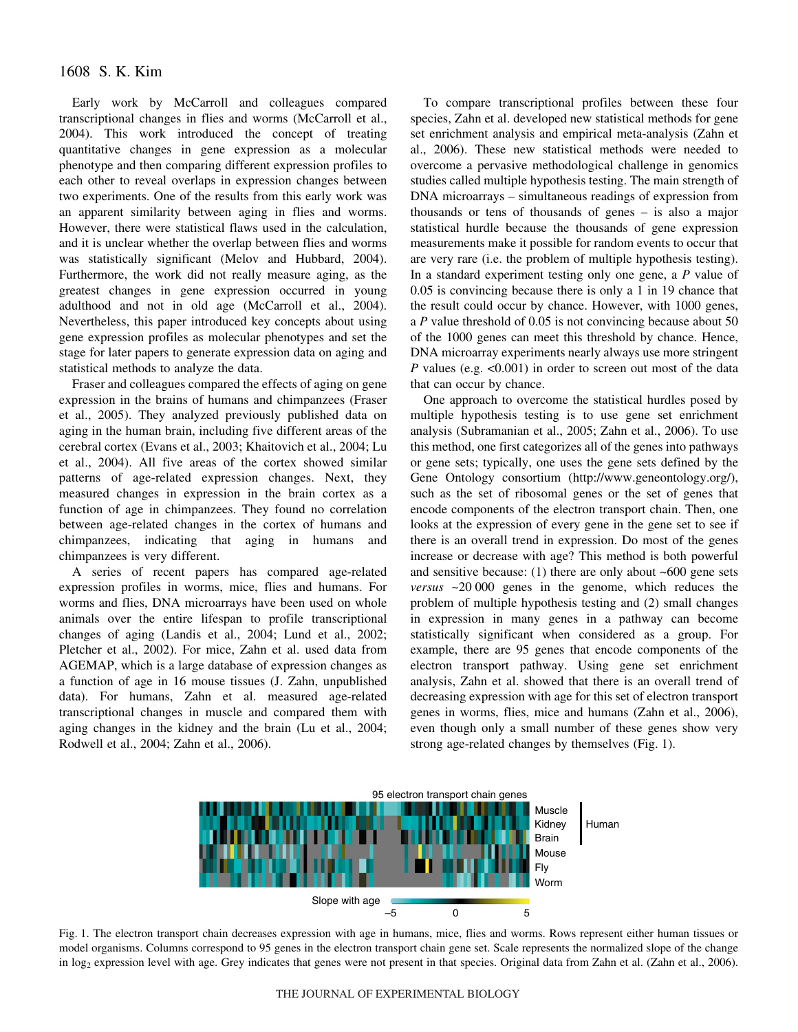Early work by McCarroll and colleagues compared transcriptional changes in flies and worms (McCarroll et al., 2004). This work introduced the concept of treating quantitative changes in gene expression as a molecular phenotype and then comparing different expression profiles to each other to reveal overlaps in expression changes between two experiments. One of the results from this early work was an apparent similarity between aging in flies and worms. However, there were statistical flaws used in the calculation, and it is unclear whether the overlap between flies and worms was statistically significant (Melov and Hubbard, 2004). Furthermore, the work did not really measure aging, as the greatest changes in gene expression occurred in young adulthood and not in old age (McCarroll et al., 2004). Nevertheless, this paper introduced key concepts about using gene expression profiles as molecular phenotypes and set the stage for later papers to generate expression data on aging and statistical methods to analyze the data.

Fraser and colleagues compared the effects of aging on gene expression in the brains of humans and chimpanzees (Fraser et al., 2005). They analyzed previously published data on aging in the human brain, including five different areas of the cerebral cortex (Evans et al., 2003; Khaitovich et al., 2004; Lu et al., 2004). All five areas of the cortex showed similar patterns of age-related expression changes. Next, they measured changes in expression in the brain cortex as a function of age in chimpanzees. They found no correlation between age-related changes in the cortex of humans and chimpanzees, indicating that aging in humans and chimpanzees is very different.

A series of recent papers has compared age-related expression profiles in worms, mice, flies and humans. For worms and flies, DNA microarrays have been used on whole animals over the entire lifespan to profile transcriptional changes of aging (Landis et al., 2004; Lund et al., 2002; Pletcher et al., 2002). For mice, Zahn et al. used data from AGEMAP, which is a large database of expression changes as a function of age in 16 mouse tissues (J. Zahn, unpublished data). For humans, Zahn et al. measured age-related transcriptional changes in muscle and compared them with aging changes in the kidney and the brain (Lu et al., 2004; Rodwell et al., 2004; Zahn et al., 2006).

To compare transcriptional profiles between these four species, Zahn et al. developed new statistical methods for gene set enrichment analysis and empirical meta-analysis (Zahn et al., 2006). These new statistical methods were needed to overcome a pervasive methodological challenge in genomics studies called multiple hypothesis testing. The main strength of DNA microarrays – simultaneous readings of expression from thousands or tens of thousands of genes – is also a major statistical hurdle because the thousands of gene expression measurements make it possible for random events to occur that are very rare (i.e. the problem of multiple hypothesis testing). In a standard experiment testing only one gene, a *P* value of 0.05 is convincing because there is only a 1 in 19 chance that the result could occur by chance. However, with 1000 genes, a *P* value threshold of 0.05 is not convincing because about 50 of the 1000 genes can meet this threshold by chance. Hence, DNA microarray experiments nearly always use more stringent *P* values (e.g. <0.001) in order to screen out most of the data that can occur by chance.

One approach to overcome the statistical hurdles posed by multiple hypothesis testing is to use gene set enrichment analysis (Subramanian et al., 2005; Zahn et al., 2006). To use this method, one first categorizes all of the genes into pathways or gene sets; typically, one uses the gene sets defined by the Gene Ontology consortium (http://www.geneontology.org/), such as the set of ribosomal genes or the set of genes that encode components of the electron transport chain. Then, one looks at the expression of every gene in the gene set to see if there is an overall trend in expression. Do most of the genes increase or decrease with age? This method is both powerful and sensitive because: (1) there are only about ~600 gene sets *versus* ~20 000 genes in the genome, which reduces the problem of multiple hypothesis testing and (2) small changes in expression in many genes in a pathway can become statistically significant when considered as a group. For example, there are 95 genes that encode components of the electron transport pathway. Using gene set enrichment analysis, Zahn et al. showed that there is an overall trend of decreasing expression with age for this set of electron transport genes in worms, flies, mice and humans (Zahn et al., 2006), even though only a small number of these genes show very strong age-related changes by themselves (Fig. 1).

Fig. 1. The electron transport chain decreases expression with age in humans, mice, flies and worms. Rows represent either human tissues or model organisms. Columns correspond to 95 genes in the electron transport chain gene set. Scale represents the normalized slope of the change in $\log_2$ expression level with age. Grey indicates that genes were not present in that species. Original data from Zahn et al. (Zahn et al., 2006).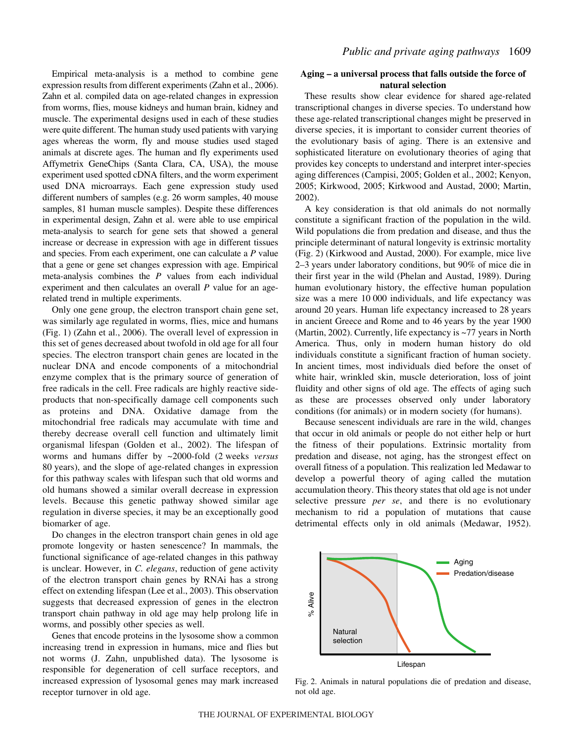Empirical meta-analysis is a method to combine gene expression results from different experiments (Zahn et al., 2006). Zahn et al. compiled data on age-related changes in expression from worms, flies, mouse kidneys and human brain, kidney and muscle. The experimental designs used in each of these studies were quite different. The human study used patients with varying ages whereas the worm, fly and mouse studies used staged animals at discrete ages. The human and fly experiments used Affymetrix GeneChips (Santa Clara, CA, USA), the mouse experiment used spotted cDNA filters, and the worm experiment used DNA microarrays. Each gene expression study used different numbers of samples (e.g. 26 worm samples, 40 mouse samples, 81 human muscle samples). Despite these differences in experimental design, Zahn et al. were able to use empirical meta-analysis to search for gene sets that showed a general increase or decrease in expression with age in different tissues and species. From each experiment, one can calculate a *P* value that a gene or gene set changes expression with age. Empirical meta-analysis combines the *P* values from each individual experiment and then calculates an overall *P* value for an age-related trend in multiple experiments.

Only one gene group, the electron transport chain gene set, was similarly age regulated in worms, flies, mice and humans (Fig. 1) (Zahn et al., 2006). The overall level of expression in this set of genes decreased about twofold in old age for all four species. The electron transport chain genes are located in the nuclear DNA and encode components of a mitochondrial enzyme complex that is the primary source of generation of free radicals in the cell. Free radicals are highly reactive side-products that non-specifically damage cell components such as proteins and DNA. Oxidative damage from the mitochondrial free radicals may accumulate with time and thereby decrease overall cell function and ultimately limit organismal lifespan (Golden et al., 2002). The lifespan of worms and humans differ by ~2000-fold (2 weeks *versus* 80 years), and the slope of age-related changes in expression for this pathway scales with lifespan such that old worms and old humans showed a similar overall decrease in expression levels. Because this genetic pathway showed similar age regulation in diverse species, it may be an exceptionally good biomarker of age.

Do changes in the electron transport chain genes in old age promote longevity or hasten senescence? In mammals, the functional significance of age-related changes in this pathway is unclear. However, in *C. elegans*, reduction of gene activity of the electron transport chain genes by RNAi has a strong effect on extending lifespan (Lee et al., 2003). This observation suggests that decreased expression of genes in the electron transport chain pathway in old age may help prolong life in worms, and possibly other species as well.

Genes that encode proteins in the lysosome show a common increasing trend in expression in humans, mice and flies but not worms (J. Zahn, unpublished data). The lysosome is responsible for degeneration of cell surface receptors, and increased expression of lysosomal genes may mark increased receptor turnover in old age.

### Aging – a universal process that falls outside the force of natural selection

These results show clear evidence for shared age-related transcriptional changes in diverse species. To understand how these age-related transcriptional changes might be preserved in diverse species, it is important to consider current theories of the evolutionary basis of aging. There is an extensive and sophisticated literature on evolutionary theories of aging that provides key concepts to understand and interpret inter-species aging differences (Campisi, 2005; Golden et al., 2002; Kenyon, 2005; Kirkwood, 2005; Kirkwood and Austad, 2000; Martin, 2002).

A key consideration is that old animals do not normally constitute a significant fraction of the population in the wild. Wild populations die from predation and disease, and thus the principle determinant of natural longevity is extrinsic mortality (Fig. 2) (Kirkwood and Austad, 2000). For example, mice live 2–3 years under laboratory conditions, but 90% of mice die in their first year in the wild (Phelan and Austad, 1989). During human evolutionary history, the effective human population size was a mere 10 000 individuals, and life expectancy was around 20 years. Human life expectancy increased to 28 years in ancient Greece and Rome and to 46 years by the year 1900 (Martin, 2002). Currently, life expectancy is ~77 years in North America. Thus, only in modern human history do old individuals constitute a significant fraction of human society. In ancient times, most individuals died before the onset of white hair, wrinkled skin, muscle deterioration, loss of joint fluidity and other signs of old age. The effects of aging such as these are processes observed only under laboratory conditions (for animals) or in modern society (for humans).

Because senescent individuals are rare in the wild, changes that occur in old animals or people do not either help or hurt the fitness of their populations. Extrinsic mortality from predation and disease, not aging, has the strongest effect on overall fitness of a population. This realization led Medawar to develop a powerful theory of aging called the mutation accumulation theory. This theory states that old age is not under selective pressure *per se*, and there is no evolutionary mechanism to rid a population of mutations that cause detrimental effects only in old animals (Medawar, 1952).

Fig. 2. Animals in natural populations die of predation and disease, not old age.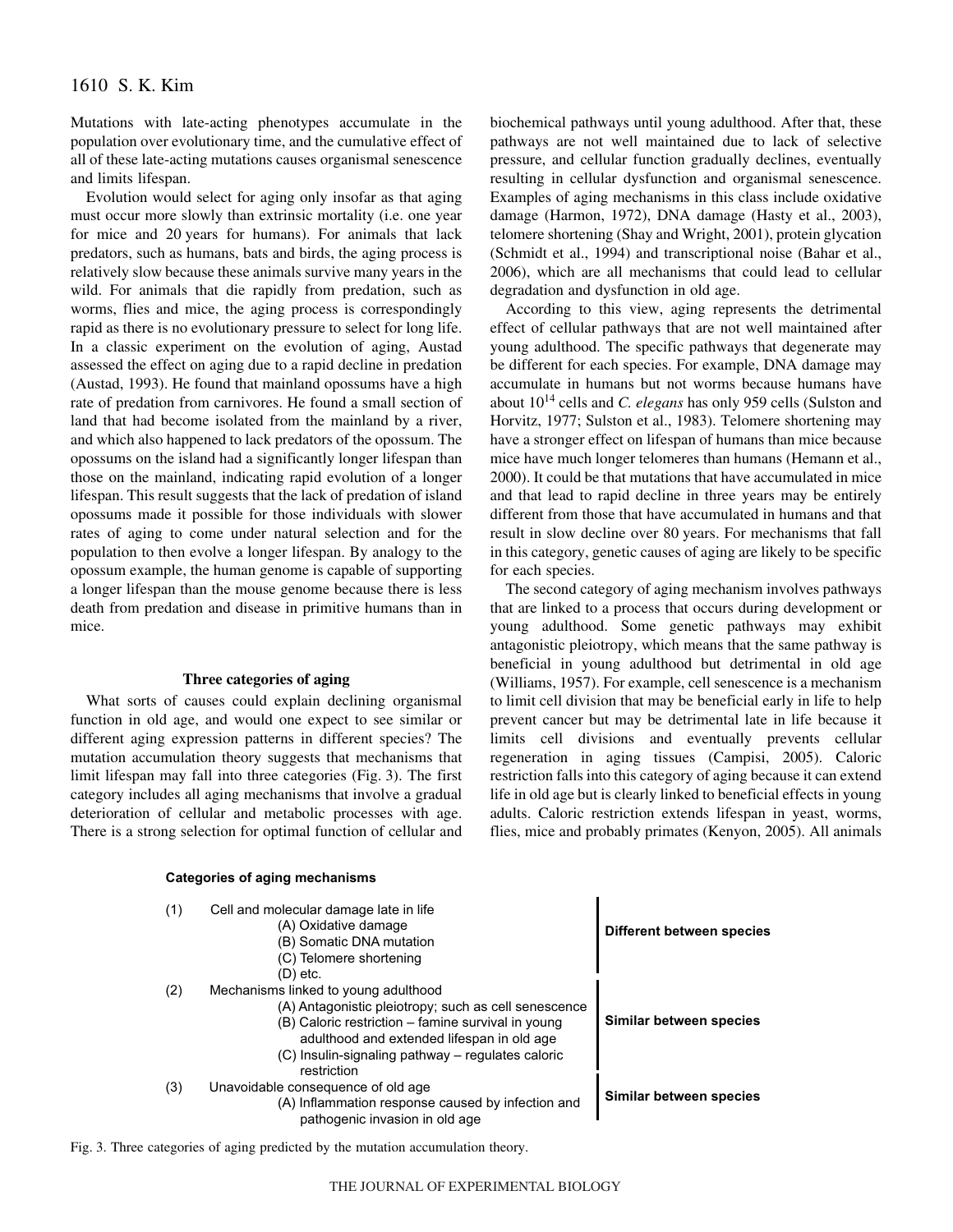Mutations with late-acting phenotypes accumulate in the population over evolutionary time, and the cumulative effect of all of these late-acting mutations causes organismal senescence and limits lifespan.

Evolution would select for aging only insofar as that aging must occur more slowly than extrinsic mortality (i.e. one year for mice and 20 years for humans). For animals that lack predators, such as humans, bats and birds, the aging process is relatively slow because these animals survive many years in the wild. For animals that die rapidly from predation, such as worms, flies and mice, the aging process is correspondingly rapid as there is no evolutionary pressure to select for long life. In a classic experiment on the evolution of aging, Austad assessed the effect on aging due to a rapid decline in predation (Austad, 1993). He found that mainland opossums have a high rate of predation from carnivores. He found a small section of land that had become isolated from the mainland by a river, and which also happened to lack predators of the opossum. The opossums on the island had a significantly longer lifespan than those on the mainland, indicating rapid evolution of a longer lifespan. This result suggests that the lack of predation of island opossums made it possible for those individuals with slower rates of aging to come under natural selection and for the population to then evolve a longer lifespan. By analogy to the opossum example, the human genome is capable of supporting a longer lifespan than the mouse genome because there is less death from predation and disease in primitive humans than in mice.

## Three categories of aging

What sorts of causes could explain declining organismal function in old age, and would one expect to see similar or different aging expression patterns in different species? The mutation accumulation theory suggests that mechanisms that limit lifespan may fall into three categories (Fig. 3). The first category includes all aging mechanisms that involve a gradual deterioration of cellular and metabolic processes with age. There is a strong selection for optimal function of cellular and biochemical pathways until young adulthood. After that, these pathways are not well maintained due to lack of selective pressure, and cellular function gradually declines, eventually resulting in cellular dysfunction and organismal senescence. Examples of aging mechanisms in this class include oxidative damage (Harmon, 1972), DNA damage (Hasty et al., 2003), telomere shortening (Shay and Wright, 2001), protein glycation (Schmidt et al., 1994) and transcriptional noise (Bahar et al., 2006), which are all mechanisms that could lead to cellular degradation and dysfunction in old age.

According to this view, aging represents the detrimental effect of cellular pathways that are not well maintained after young adulthood. The specific pathways that degenerate may be different for each species. For example, DNA damage may accumulate in humans but not worms because humans have about $10^{14}$ cells and *C. elegans* has only 959 cells (Sulston and Horvitz, 1977; Sulston et al., 1983). Telomere shortening may have a stronger effect on lifespan of humans than mice because mice have much longer telomeres than humans (Hemann et al., 2000). It could be that mutations that have accumulated in mice and that lead to rapid decline in three years may be entirely different from those that have accumulated in humans and that result in slow decline over 80 years. For mechanisms that fall in this category, genetic causes of aging are likely to be specific for each species.

The second category of aging mechanism involves pathways that are linked to a process that occurs during development or young adulthood. Some genetic pathways may exhibit antagonistic pleiotropy, which means that the same pathway is beneficial in young adulthood but detrimental in old age (Williams, 1957). For example, cell senescence is a mechanism to limit cell division that may be beneficial early in life to help prevent cancer but may be detrimental late in life because it limits cell divisions and eventually prevents cellular regeneration in aging tissues (Campisi, 2005). Caloric restriction falls into this category of aging because it can extend life in old age but is clearly linked to beneficial effects in young adults. Caloric restriction extends lifespan in yeast, worms, flies, mice and probably primates (Kenyon, 2005). All animals

**Categories of aging mechanisms**

(1) Cell and molecular damage late in life
- (A) Oxidative damage
- (B) Somatic DNA mutation
- (C) Telomere shortening
- (D) etc.

**Different between species**

(2) Mechanisms linked to young adulthood
- (A) Antagonistic pleiotropy; such as cell senescence
- (B) Caloric restriction – famine survival in young adulthood and extended lifespan in old age
- (C) Insulin-signaling pathway – regulates caloric restriction

**Similar between species**

(3) Unavoidable consequence of old age
- (A) Inflammation response caused by infection and pathogenic invasion in old age

**Similar between species**

Fig. 3. Three categories of aging predicted by the mutation accumulation theory.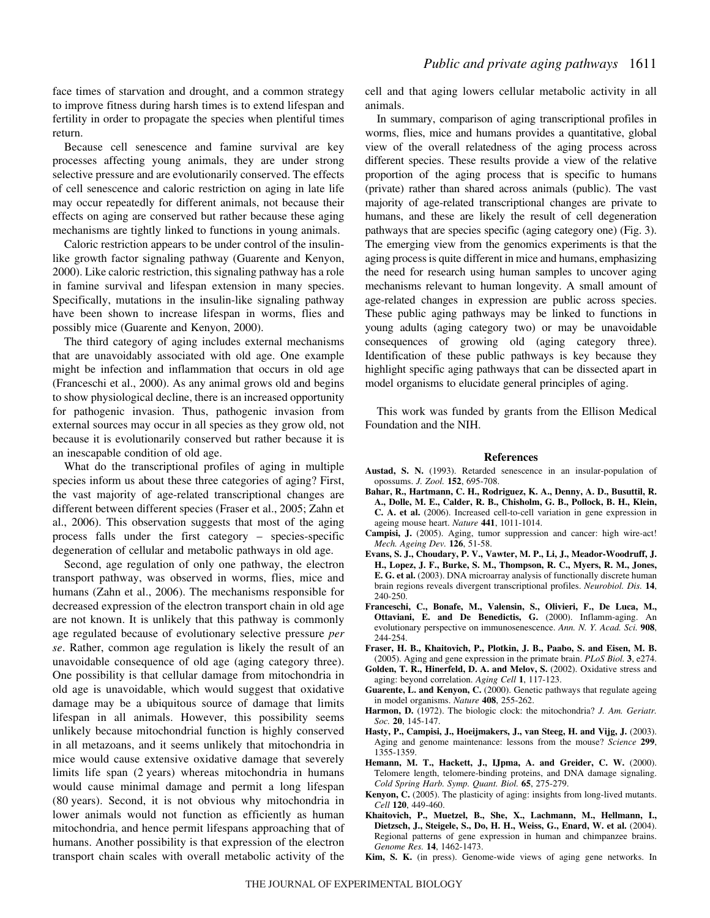face times of starvation and drought, and a common strategy to improve fitness during harsh times is to extend lifespan and fertility in order to propagate the species when plentiful times return.

Because cell senescence and famine survival are key processes affecting young animals, they are under strong selective pressure and are evolutionarily conserved. The effects of cell senescence and caloric restriction on aging in late life may occur repeatedly for different animals, not because their effects on aging are conserved but rather because these aging mechanisms are tightly linked to functions in young animals.

Caloric restriction appears to be under control of the insulin-like growth factor signaling pathway (Guarente and Kenyon, 2000). Like caloric restriction, this signaling pathway has a role in famine survival and lifespan extension in many species. Specifically, mutations in the insulin-like signaling pathway have been shown to increase lifespan in worms, flies and possibly mice (Guarente and Kenyon, 2000).

The third category of aging includes external mechanisms that are unavoidably associated with old age. One example might be infection and inflammation that occurs in old age (Franceschi et al., 2000). As any animal grows old and begins to show physiological decline, there is an increased opportunity for pathogenic invasion. Thus, pathogenic invasion from external sources may occur in all species as they grow old, not because it is evolutionarily conserved but rather because it is an inescapable condition of old age.

What do the transcriptional profiles of aging in multiple species inform us about these three categories of aging? First, the vast majority of age-related transcriptional changes are different between different species (Fraser et al., 2005; Zahn et al., 2006). This observation suggests that most of the aging process falls under the first category – species-specific degeneration of cellular and metabolic pathways in old age.

Second, age regulation of only one pathway, the electron transport pathway, was observed in worms, flies, mice and humans (Zahn et al., 2006). The mechanisms responsible for decreased expression of the electron transport chain in old age are not known. It is unlikely that this pathway is commonly age regulated because of evolutionary selective pressure *per se*. Rather, common age regulation is likely the result of an unavoidable consequence of old age (aging category three). One possibility is that cellular damage from mitochondria in old age is unavoidable, which would suggest that oxidative damage may be a ubiquitous source of damage that limits lifespan in all animals. However, this possibility seems unlikely because mitochondrial function is highly conserved in all metazoans, and it seems unlikely that mitochondria in mice would cause extensive oxidative damage that severely limits life span (2 years) whereas mitochondria in humans would cause minimal damage and permit a long lifespan (80 years). Second, it is not obvious why mitochondria in lower animals would not function as efficiently as human mitochondria, and hence permit lifespans approaching that of humans. Another possibility is that expression of the electron transport chain scales with overall metabolic activity of the cell and that aging lowers cellular metabolic activity in all animals.

In summary, comparison of aging transcriptional profiles in worms, flies, mice and humans provides a quantitative, global view of the overall relatedness of the aging process across different species. These results provide a view of the relative proportion of the aging process that is specific to humans (private) rather than shared across animals (public). The vast majority of age-related transcriptional changes are private to humans, and these are likely the result of cell degeneration pathways that are species specific (aging category one) (Fig. 3). The emerging view from the genomics experiments is that the aging process is quite different in mice and humans, emphasizing the need for research using human samples to uncover aging mechanisms relevant to human longevity. A small amount of age-related changes in expression are public across species. These public aging pathways may be linked to functions in young adults (aging category two) or may be unavoidable consequences of growing old (aging category three). Identification of these public pathways is key because they highlight specific aging pathways that can be dissected apart in model organisms to elucidate general principles of aging.

This work was funded by grants from the Ellison Medical Foundation and the NIH.

## References

**Austad, S. N.** (1993). Retarded senescence in an insular-population of opossums. *J. Zool.* **152**, 695-708.

**Bahar, R., Hartmann, C. H., Rodriguez, K. A., Denny, A. D., Busuttil, R. A., Dolle, M. E., Calder, R. B., Chisholm, G. B., Pollock, B. H., Klein, C. A. et al.** (2006). Increased cell-to-cell variation in gene expression in ageing mouse heart. *Nature* **441**, 1011-1014.

**Campisi, J.** (2005). Aging, tumor suppression and cancer: high wire-act! *Mech. Ageing Dev.* **126**, 51-58.

**Evans, S. J., Choudary, P. V., Vawter, M. P., Li, J., Meador-Woodruff, J. H., Lopez, J. F., Burke, S. M., Thompson, R. C., Myers, R. M., Jones, E. G. et al.** (2003). DNA microarray analysis of functionally discrete human brain regions reveals divergent transcriptional profiles. *Neurobiol. Dis.* **14**, 240-250.

**Franceschi, C., Bonafe, M., Valensin, S., Olivieri, F., De Luca, M., Ottaviani, E. and De Benedictis, G.** (2000). Inflamm-aging. An evolutionary perspective on immunosenescence. *Ann. N. Y. Acad. Sci.* **908**, 244-254.

**Fraser, H. B., Khaitovich, P., Plotkin, J. B., Paabo, S. and Eisen, M. B.** (2005). Aging and gene expression in the primate brain. *PLoS Biol.* **3**, e274.

**Golden, T. R., Hinerfeld, D. A. and Melov, S.** (2002). Oxidative stress and aging: beyond correlation. *Aging Cell* **1**, 117-123.

**Guarente, L. and Kenyon, C.** (2000). Genetic pathways that regulate ageing in model organisms. *Nature* **408**, 255-262.

**Harmon, D.** (1972). The biologic clock: the mitochondria? *J. Am. Geriatr. Soc.* **20**, 145-147.

**Hasty, P., Campisi, J., Hoeijmakers, J., van Steeg, H. and Vijg, J.** (2003). Aging and genome maintenance: lessons from the mouse? *Science* **299**, 1355-1359.

**Hemann, M. T., Hackett, J., IJpma, A. and Greider, C. W.** (2000). Telomere length, telomere-binding proteins, and DNA damage signaling. *Cold Spring Harb. Symp. Quant. Biol.* **65**, 275-279.

**Kenyon, C.** (2005). The plasticity of aging: insights from long-lived mutants. *Cell* **120**, 449-460.

**Khaitovich, P., Muetzel, B., She, X., Lachmann, M., Hellmann, I., Dietzsch, J., Steigele, S., Do, H. H., Weiss, G., Enard, W. et al.** (2004). Regional patterns of gene expression in human and chimpanzee brains. *Genome Res.* **14**, 1462-1473.

**Kim, S. K.** (in press). Genome-wide views of aging gene networks. In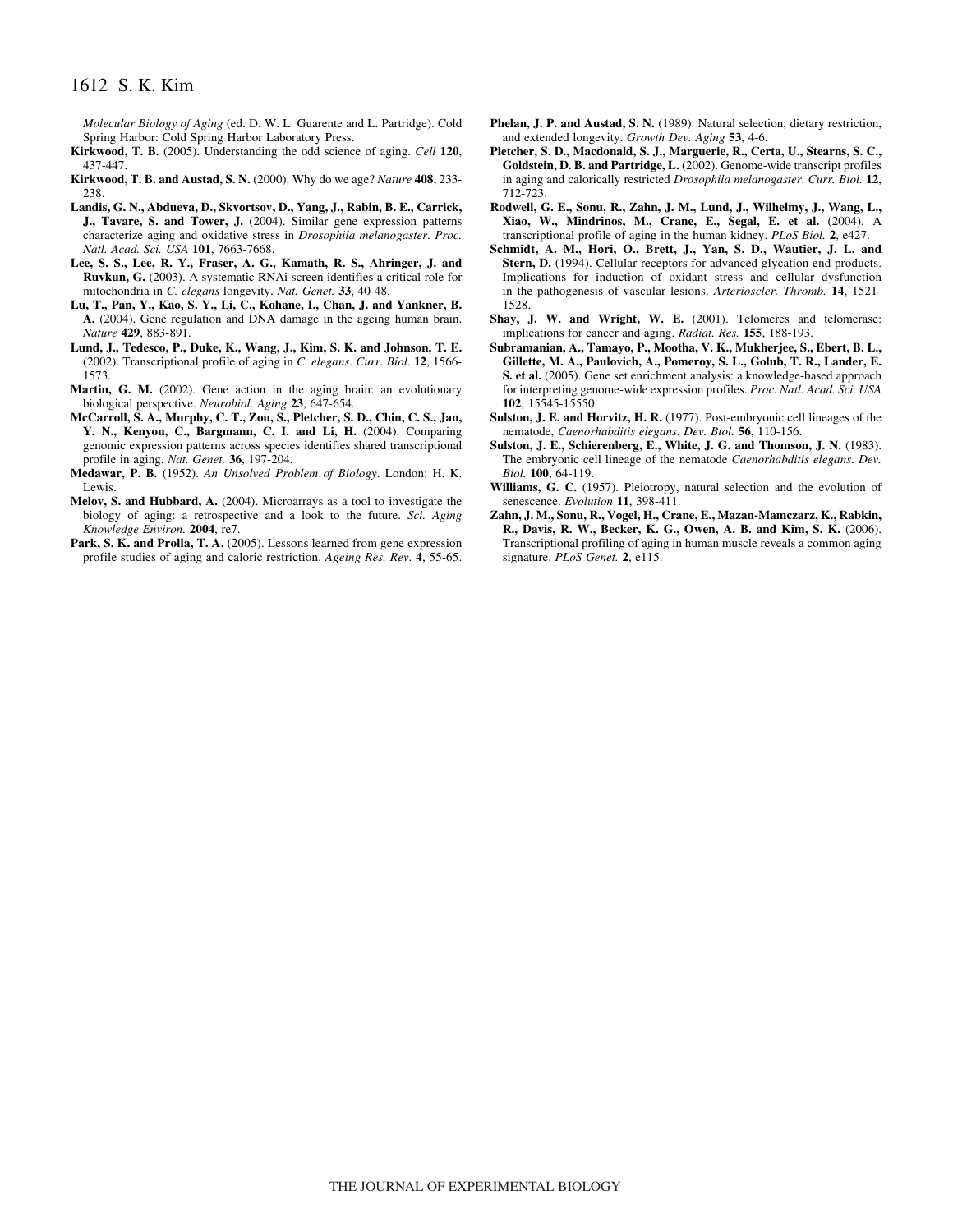*Molecular Biology of Aging* (ed. D. W. L. Guarente and L. Partridge). Cold Spring Harbor: Cold Spring Harbor Laboratory Press.

**Kirkwood, T. B.** (2005). Understanding the odd science of aging. *Cell* **120**, 437-447.

**Kirkwood, T. B. and Austad, S. N.** (2000). Why do we age? *Nature* **408**, 233-238.

**Landis, G. N., Abdueva, D., Skvortsov, D., Yang, J., Rabin, B. E., Carrick, J., Tavare, S. and Tower, J.** (2004). Similar gene expression patterns characterize aging and oxidative stress in *Drosophila melanogaster*. *Proc. Natl. Acad. Sci. USA* **101**, 7663-7668.

**Lee, S. S., Lee, R. Y., Fraser, A. G., Kamath, R. S., Ahringer, J. and Ruvkun, G.** (2003). A systematic RNAi screen identifies a critical role for mitochondria in *C. elegans* longevity. *Nat. Genet.* **33**, 40-48.

**Lu, T., Pan, Y., Kao, S. Y., Li, C., Kohane, I., Chan, J. and Yankner, B. A.** (2004). Gene regulation and DNA damage in the ageing human brain. *Nature* **429**, 883-891.

**Lund, J., Tedesco, P., Duke, K., Wang, J., Kim, S. K. and Johnson, T. E.** (2002). Transcriptional profile of aging in *C. elegans*. *Curr. Biol.* **12**, 1566-1573.

**Martin, G. M.** (2002). Gene action in the aging brain: an evolutionary biological perspective. *Neurobiol. Aging* **23**, 647-654.

**McCarroll, S. A., Murphy, C. T., Zou, S., Pletcher, S. D., Chin, C. S., Jan, Y. N., Kenyon, C., Bargmann, C. I. and Li, H.** (2004). Comparing genomic expression patterns across species identifies shared transcriptional profile in aging. *Nat. Genet.* **36**, 197-204.

**Medawar, P. B.** (1952). *An Unsolved Problem of Biology*. London: H. K. Lewis.

**Melov, S. and Hubbard, A.** (2004). Microarrays as a tool to investigate the biology of aging: a retrospective and a look to the future. *Sci. Aging Knowledge Environ.* **2004**, re7.

**Park, S. K. and Prolla, T. A.** (2005). Lessons learned from gene expression profile studies of aging and caloric restriction. *Ageing Res. Rev.* **4**, 55-65.

**Phelan, J. P. and Austad, S. N.** (1989). Natural selection, dietary restriction, and extended longevity. *Growth Dev. Aging* **53**, 4-6.

**Pletcher, S. D., Macdonald, S. J., Marguerie, R., Certa, U., Stearns, S. C., Goldstein, D. B. and Partridge, L.** (2002). Genome-wide transcript profiles in aging and calorically restricted *Drosophila melanogaster*. *Curr. Biol.* **12**, 712-723.

**Rodwell, G. E., Sonu, R., Zahn, J. M., Lund, J., Wilhelmy, J., Wang, L., Xiao, W., Mindrinos, M., Crane, E., Segal, E. et al.** (2004). A transcriptional profile of aging in the human kidney. *PLoS Biol.* **2**, e427.

**Schmidt, A. M., Hori, O., Brett, J., Yan, S. D., Wautier, J. L. and Stern, D.** (1994). Cellular receptors for advanced glycation end products. Implications for induction of oxidant stress and cellular dysfunction in the pathogenesis of vascular lesions. *Arterioscler. Thromb.* **14**, 1521-1528.

**Shay, J. W. and Wright, W. E.** (2001). Telomeres and telomerase: implications for cancer and aging. *Radiat. Res.* **155**, 188-193.

**Subramanian, A., Tamayo, P., Mootha, V. K., Mukherjee, S., Ebert, B. L., Gillette, M. A., Paulovich, A., Pomeroy, S. L., Golub, T. R., Lander, E. S. et al.** (2005). Gene set enrichment analysis: a knowledge-based approach for interpreting genome-wide expression profiles. *Proc. Natl. Acad. Sci. USA* **102**, 15545-15550.

**Sulston, J. E. and Horvitz, H. R.** (1977). Post-embryonic cell lineages of the nematode, *Caenorhabditis elegans*. *Dev. Biol.* **56**, 110-156.

**Sulston, J. E., Schierenberg, E., White, J. G. and Thomson, J. N.** (1983). The embryonic cell lineage of the nematode *Caenorhabditis elegans*. *Dev. Biol.* **100**, 64-119.

**Williams, G. C.** (1957). Pleiotropy, natural selection and the evolution of senescence. *Evolution* **11**, 398-411.

**Zahn, J. M., Sonu, R., Vogel, H., Crane, E., Mazan-Mamczarz, K., Rabkin, R., Davis, R. W., Becker, K. G., Owen, A. B. and Kim, S. K.** (2006). Transcriptional profiling of aging in human muscle reveals a common aging signature. *PLoS Genet.* **2**, e115.